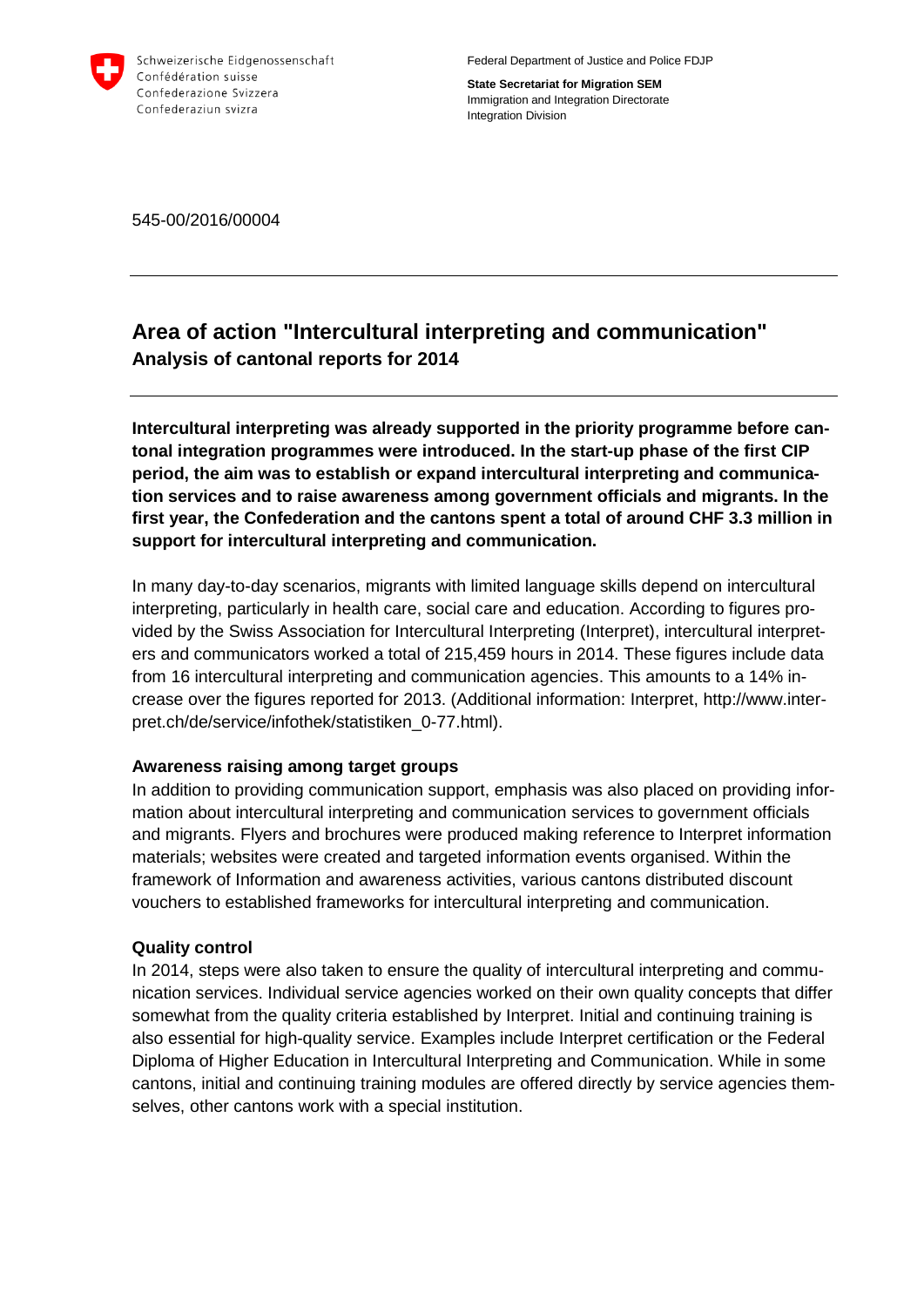Schweizerische Eidgenossenschaft
Confédération suisse
Confederazione Svizzera
Confederaziun svizra

Federal Department of Justice and Police FDJP

**State Secretariat for Migration SEM**
Immigration and Integration Directorate
Integration Division

545-00/2016/00004

# Area of action "Intercultural interpreting and communication"

**Analysis of cantonal reports for 2014**

**Intercultural interpreting was already supported in the priority programme before cantonal integration programmes were introduced. In the start-up phase of the first CIP period, the aim was to establish or expand intercultural interpreting and communication services and to raise awareness among government officials and migrants. In the first year, the Confederation and the cantons spent a total of around CHF 3.3 million in support for intercultural interpreting and communication.**

In many day-to-day scenarios, migrants with limited language skills depend on intercultural interpreting, particularly in health care, social care and education. According to figures provided by the Swiss Association for Intercultural Interpreting (Interpret), intercultural interpreters and communicators worked a total of 215,459 hours in 2014. These figures include data from 16 intercultural interpreting and communication agencies. This amounts to a 14% increase over the figures reported for 2013. (Additional information: Interpret, http://www.interpret.ch/de/service/infothek/statistiken_0-77.html).

### Awareness raising among target groups

In addition to providing communication support, emphasis was also placed on providing information about intercultural interpreting and communication services to government officials and migrants. Flyers and brochures were produced making reference to Interpret information materials; websites were created and targeted information events organised. Within the framework of Information and awareness activities, various cantons distributed discount vouchers to established frameworks for intercultural interpreting and communication.

### Quality control

In 2014, steps were also taken to ensure the quality of intercultural interpreting and communication services. Individual service agencies worked on their own quality concepts that differ somewhat from the quality criteria established by Interpret. Initial and continuing training is also essential for high-quality service. Examples include Interpret certification or the Federal Diploma of Higher Education in Intercultural Interpreting and Communication. While in some cantons, initial and continuing training modules are offered directly by service agencies themselves, other cantons work with a special institution.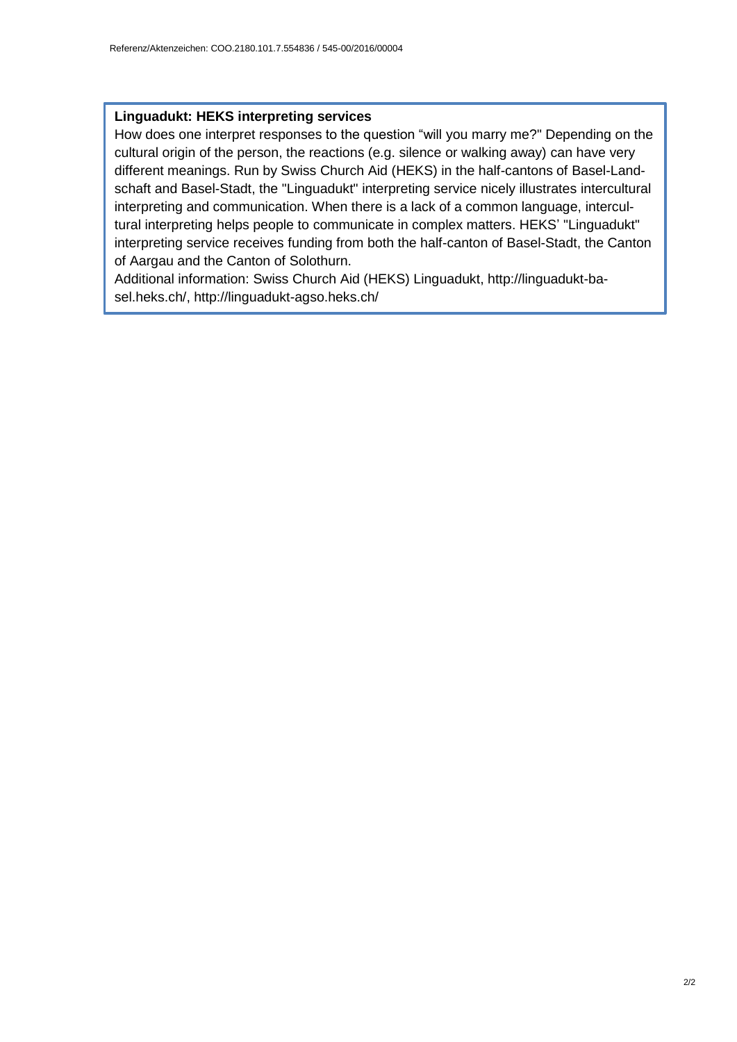**Linguadukt: HEKS interpreting services**

How does one interpret responses to the question “will you marry me?" Depending on the cultural origin of the person, the reactions (e.g. silence or walking away) can have very different meanings. Run by Swiss Church Aid (HEKS) in the half-cantons of Basel-Landschaft and Basel-Stadt, the "Linguadukt" interpreting service nicely illustrates intercultural interpreting and communication. When there is a lack of a common language, intercultural interpreting helps people to communicate in complex matters. HEKS' "Linguadukt" interpreting service receives funding from both the half-canton of Basel-Stadt, the Canton of Aargau and the Canton of Solothurn.

Additional information: Swiss Church Aid (HEKS) Linguadukt, http://linguadukt-basel.heks.ch/, http://linguadukt-agso.heks.ch/